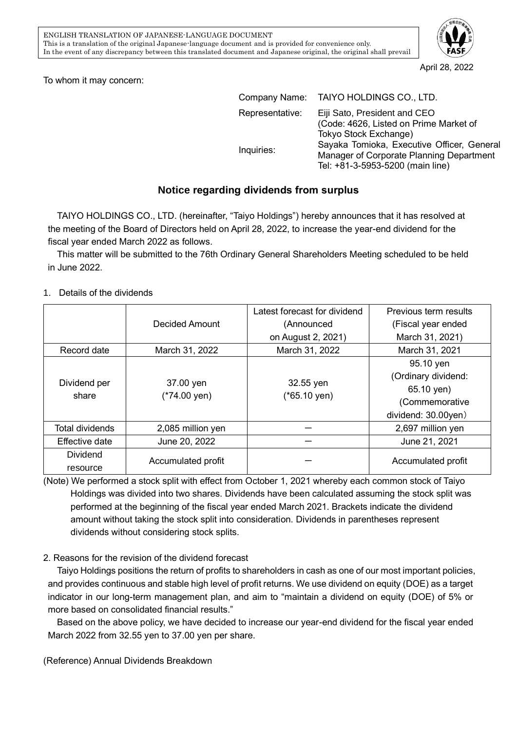ENGLISH TRANSLATION OF JAPANESE-LANGUAGE DOCUMENT
This is a translation of the original Japanese-language document and is provided for convenience only.
In the event of any discrepancy between this translated document and Japanese original, the original shall prevail

April 28, 2022

To whom it may concern:

Company Name: TAIYO HOLDINGS CO., LTD.
Representative: Eiji Sato, President and CEO
(Code: 4626, Listed on Prime Market of Tokyo Stock Exchange)
Inquiries: Sayaka Tomioka, Executive Officer, General Manager of Corporate Planning Department
Tel: +81-3-5953-5200 (main line)

## Notice regarding dividends from surplus

TAIYO HOLDINGS CO., LTD. (hereinafter, "Taiyo Holdings") hereby announces that it has resolved at the meeting of the Board of Directors held on April 28, 2022, to increase the year-end dividend for the fiscal year ended March 2022 as follows.

This matter will be submitted to the 76th Ordinary General Shareholders Meeting scheduled to be held in June 2022.

1. Details of the dividends

| | Decided Amount | Latest forecast for dividend (Announced on August 2, 2021) | Previous term results (Fiscal year ended March 31, 2021) |
|---|---|---|---|
| Record date | March 31, 2022 | March 31, 2022 | March 31, 2021 |
| Dividend per share | 37.00 yen (*74.00 yen) | 32.55 yen (*65.10 yen) | 95.10 yen (Ordinary dividend: 65.10 yen) (Commemorative dividend: 30.00yen) |
| Total dividends | 2,085 million yen | ― | 2,697 million yen |
| Effective date | June 20, 2022 | ― | June 21, 2021 |
| Dividend resource | Accumulated profit | ― | Accumulated profit |

(Note) We performed a stock split with effect from October 1, 2021 whereby each common stock of Taiyo Holdings was divided into two shares. Dividends have been calculated assuming the stock split was performed at the beginning of the fiscal year ended March 2021. Brackets indicate the dividend amount without taking the stock split into consideration. Dividends in parentheses represent dividends without considering stock splits.

2. Reasons for the revision of the dividend forecast

Taiyo Holdings positions the return of profits to shareholders in cash as one of our most important policies, and provides continuous and stable high level of profit returns. We use dividend on equity (DOE) as a target indicator in our long-term management plan, and aim to "maintain a dividend on equity (DOE) of 5% or more based on consolidated financial results."

Based on the above policy, we have decided to increase our year-end dividend for the fiscal year ended March 2022 from 32.55 yen to 37.00 yen per share.

(Reference) Annual Dividends Breakdown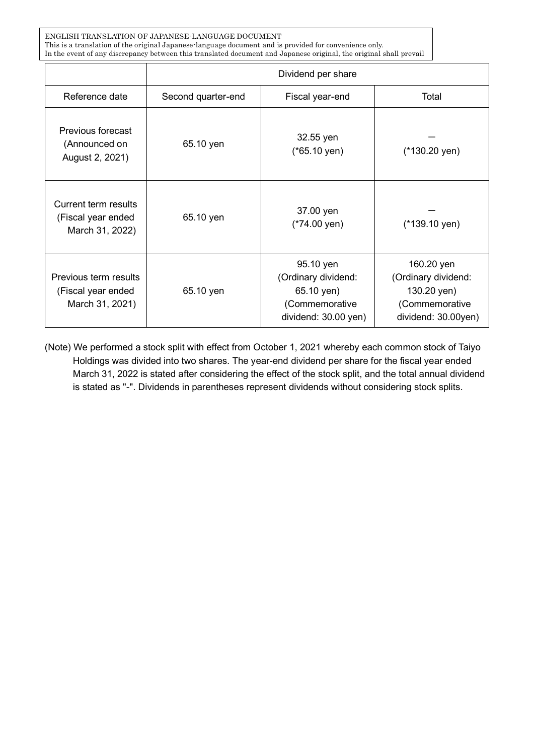ENGLISH TRANSLATION OF JAPANESE-LANGUAGE DOCUMENT
This is a translation of the original Japanese-language document and is provided for convenience only.
In the event of any discrepancy between this translated document and Japanese original, the original shall prevail

| | Dividend per share | | |
|---|---|---|---|
| Reference date | Second quarter-end | Fiscal year-end | Total |
| Previous forecast (Announced on August 2, 2021) | 65.10 yen | 32.55 yen (*65.10 yen) | — (*130.20 yen) |
| Current term results (Fiscal year ended March 31, 2022) | 65.10 yen | 37.00 yen (*74.00 yen) | — (*139.10 yen) |
| Previous term results (Fiscal year ended March 31, 2021) | 65.10 yen | 95.10 yen (Ordinary dividend: 65.10 yen) (Commemorative dividend: 30.00 yen) | 160.20 yen (Ordinary dividend: 130.20 yen) (Commemorative dividend: 30.00yen) |

(Note) We performed a stock split with effect from October 1, 2021 whereby each common stock of Taiyo Holdings was divided into two shares. The year-end dividend per share for the fiscal year ended March 31, 2022 is stated after considering the effect of the stock split, and the total annual dividend is stated as "-". Dividends in parentheses represent dividends without considering stock splits.